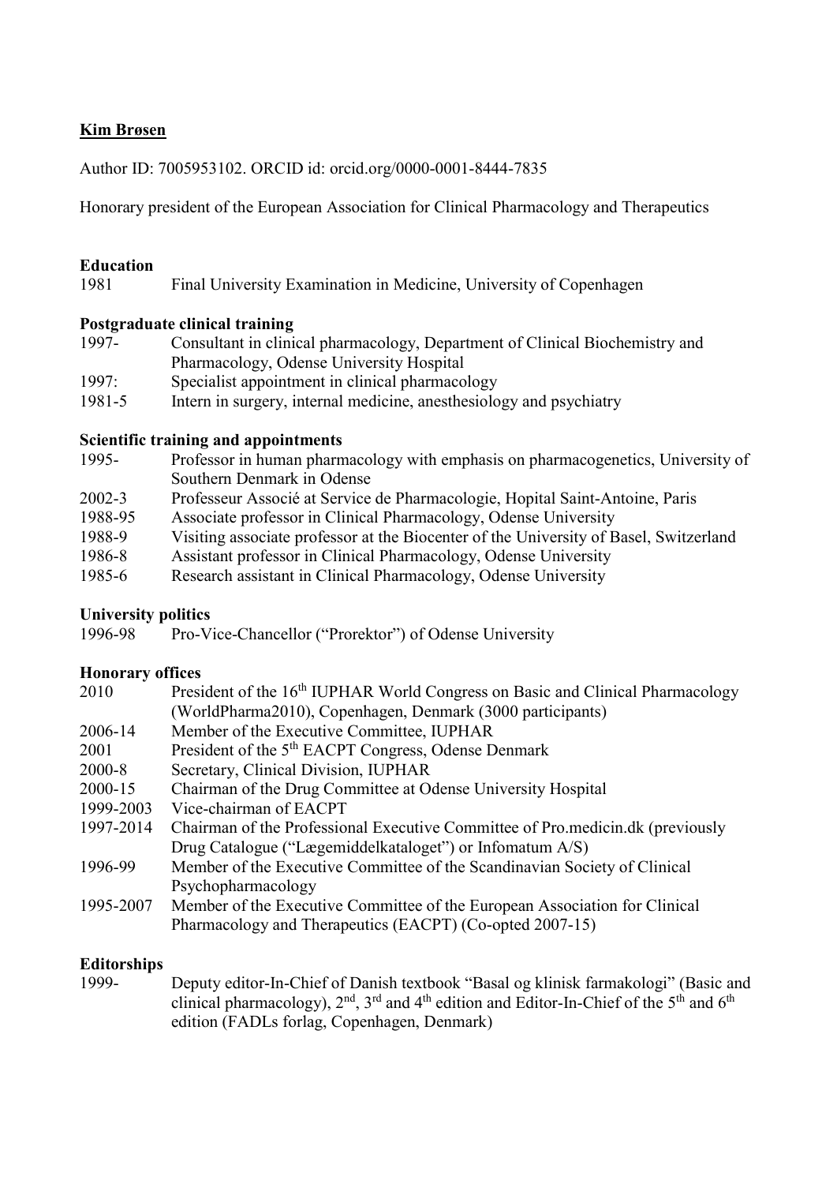**Kim Brøsen**

Author ID: 7005953102. ORCID id: orcid.org/0000-0001-8444-7835

Honorary president of the European Association for Clinical Pharmacology and Therapeutics

**Education**

1981 Final University Examination in Medicine, University of Copenhagen

**Postgraduate clinical training**

1997- Consultant in clinical pharmacology, Department of Clinical Biochemistry and Pharmacology, Odense University Hospital
1997: Specialist appointment in clinical pharmacology
1981-5 Intern in surgery, internal medicine, anesthesiology and psychiatry

**Scientific training and appointments**

1995- Professor in human pharmacology with emphasis on pharmacogenetics, University of Southern Denmark in Odense
2002-3 Professeur Associé at Service de Pharmacologie, Hopital Saint-Antoine, Paris
1988-95 Associate professor in Clinical Pharmacology, Odense University
1988-9 Visiting associate professor at the Biocenter of the University of Basel, Switzerland
1986-8 Assistant professor in Clinical Pharmacology, Odense University
1985-6 Research assistant in Clinical Pharmacology, Odense University

**University politics**

1996-98 Pro-Vice-Chancellor ("Prorektor") of Odense University

**Honorary offices**

2010 President of the 16th IUPHAR World Congress on Basic and Clinical Pharmacology (WorldPharma2010), Copenhagen, Denmark (3000 participants)
2006-14 Member of the Executive Committee, IUPHAR
2001 President of the 5th EACPT Congress, Odense Denmark
2000-8 Secretary, Clinical Division, IUPHAR
2000-15 Chairman of the Drug Committee at Odense University Hospital
1999-2003 Vice-chairman of EACPT
1997-2014 Chairman of the Professional Executive Committee of Pro.medicin.dk (previously Drug Catalogue ("Lægemiddelkataloget") or Infomatum A/S)
1996-99 Member of the Executive Committee of the Scandinavian Society of Clinical Psychopharmacology
1995-2007 Member of the Executive Committee of the European Association for Clinical Pharmacology and Therapeutics (EACPT) (Co-opted 2007-15)

**Editorships**

1999- Deputy editor-In-Chief of Danish textbook "Basal og klinisk farmakologi" (Basic and clinical pharmacology), 2nd, 3rd and 4th edition and Editor-In-Chief of the 5th and 6th edition (FADLs forlag, Copenhagen, Denmark)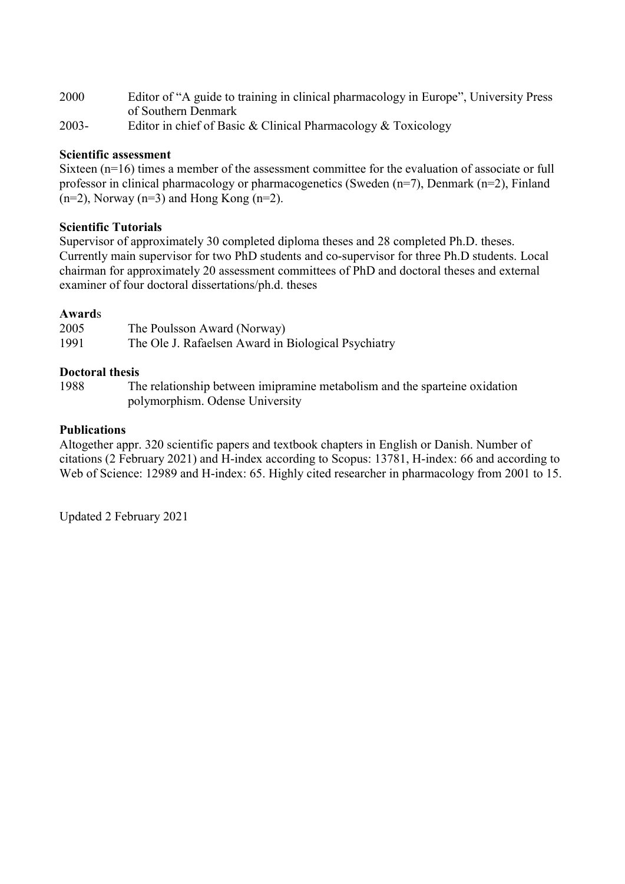| | |
|---|---|
| 2000 | Editor of "A guide to training in clinical pharmacology in Europe", University Press of Southern Denmark |
| 2003- | Editor in chief of Basic & Clinical Pharmacology & Toxicology |

**Scientific assessment**

Sixteen (n=16) times a member of the assessment committee for the evaluation of associate or full professor in clinical pharmacology or pharmacogenetics (Sweden (n=7), Denmark (n=2), Finland (n=2), Norway (n=3) and Hong Kong (n=2).

**Scientific Tutorials**

Supervisor of approximately 30 completed diploma theses and 28 completed Ph.D. theses. Currently main supervisor for two PhD students and co-supervisor for three Ph.D students. Local chairman for approximately 20 assessment committees of PhD and doctoral theses and external examiner of four doctoral dissertations/ph.d. theses

**Award**s

| | |
|---|---|
| 2005 | The Poulsson Award (Norway) |
| 1991 | The Ole J. Rafaelsen Award in Biological Psychiatry |

**Doctoral thesis**

| | |
|---|---|
| 1988 | The relationship between imipramine metabolism and the sparteine oxidation polymorphism. Odense University |

**Publications**

Altogether appr. 320 scientific papers and textbook chapters in English or Danish. Number of citations (2 February 2021) and H-index according to Scopus: 13781, H-index: 66 and according to Web of Science: 12989 and H-index: 65. Highly cited researcher in pharmacology from 2001 to 15.

Updated 2 February 2021